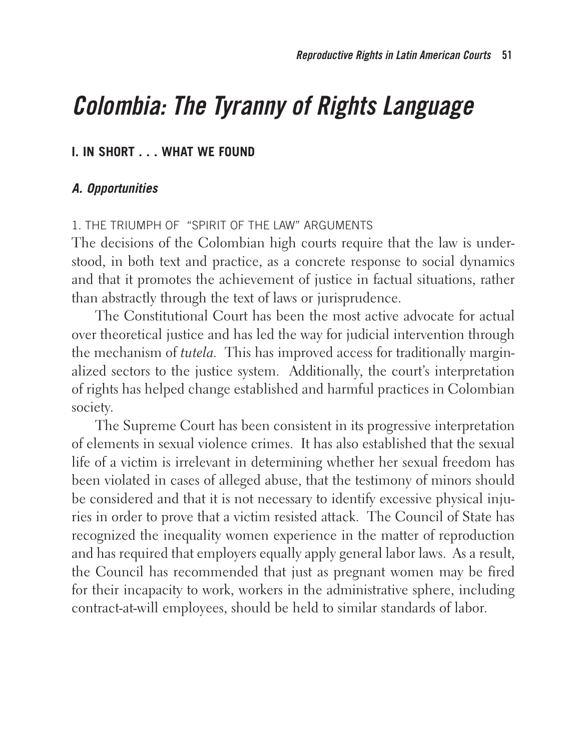# *Colombia: The Tyranny of Rights Language*

## I. IN SHORT . . . WHAT WE FOUND

### *A. Opportunities*

#### 1. THE TRIUMPH OF "SPIRIT OF THE LAW" ARGUMENTS

The decisions of the Colombian high courts require that the law is understood, in both text and practice, as a concrete response to social dynamics and that it promotes the achievement of justice in factual situations, rather than abstractly through the text of laws or jurisprudence.

The Constitutional Court has been the most active advocate for actual over theoretical justice and has led the way for judicial intervention through the mechanism of *tutela*. This has improved access for traditionally marginalized sectors to the justice system. Additionally, the court's interpretation of rights has helped change established and harmful practices in Colombian society.

The Supreme Court has been consistent in its progressive interpretation of elements in sexual violence crimes. It has also established that the sexual life of a victim is irrelevant in determining whether her sexual freedom has been violated in cases of alleged abuse, that the testimony of minors should be considered and that it is not necessary to identify excessive physical injuries in order to prove that a victim resisted attack. The Council of State has recognized the inequality women experience in the matter of reproduction and has required that employers equally apply general labor laws. As a result, the Council has recommended that just as pregnant women may be fired for their incapacity to work, workers in the administrative sphere, including contract-at-will employees, should be held to similar standards of labor.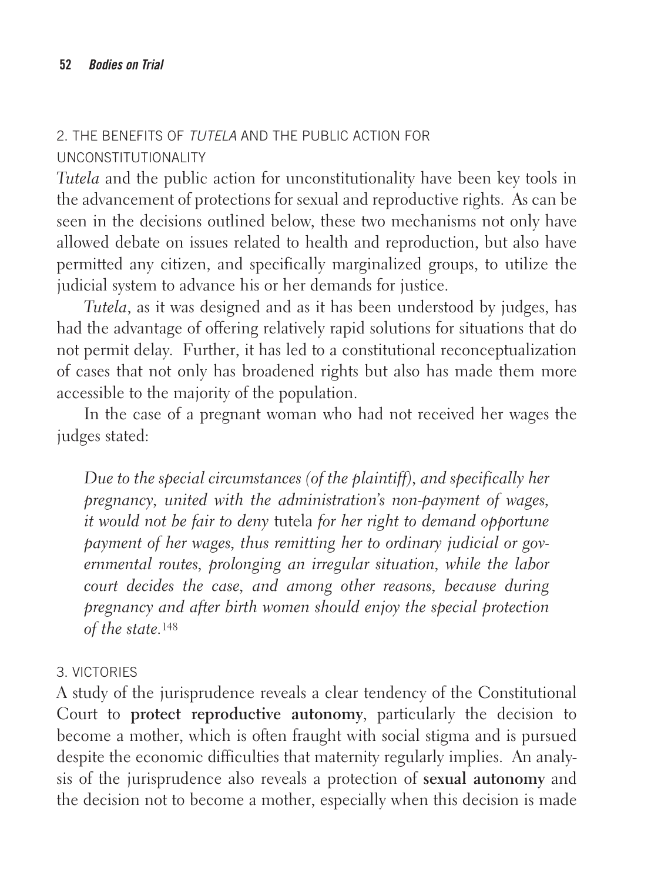### 2. THE BENEFITS OF *TUTELA* AND THE PUBLIC ACTION FOR UNCONSTITUTIONALITY

*Tutela* and the public action for unconstitutionality have been key tools in the advancement of protections for sexual and reproductive rights. As can be seen in the decisions outlined below, these two mechanisms not only have allowed debate on issues related to health and reproduction, but also have permitted any citizen, and specifically marginalized groups, to utilize the judicial system to advance his or her demands for justice.

*Tutela*, as it was designed and as it has been understood by judges, has had the advantage of offering relatively rapid solutions for situations that do not permit delay. Further, it has led to a constitutional reconceptualization of cases that not only has broadened rights but also has made them more accessible to the majority of the population.

In the case of a pregnant woman who had not received her wages the judges stated:

> *Due to the special circumstances (of the plaintiff), and specifically her pregnancy, united with the administration's non-payment of wages, it would not be fair to deny* tutela *for her right to demand opportune payment of her wages, thus remitting her to ordinary judicial or governmental routes, prolonging an irregular situation, while the labor court decides the case, and among other reasons, because during pregnancy and after birth women should enjoy the special protection of the state.*[148]

### 3. VICTORIES

A study of the jurisprudence reveals a clear tendency of the Constitutional Court to **protect reproductive autonomy**, particularly the decision to become a mother, which is often fraught with social stigma and is pursued despite the economic difficulties that maternity regularly implies. An analysis of the jurisprudence also reveals a protection of **sexual autonomy** and the decision not to become a mother, especially when this decision is made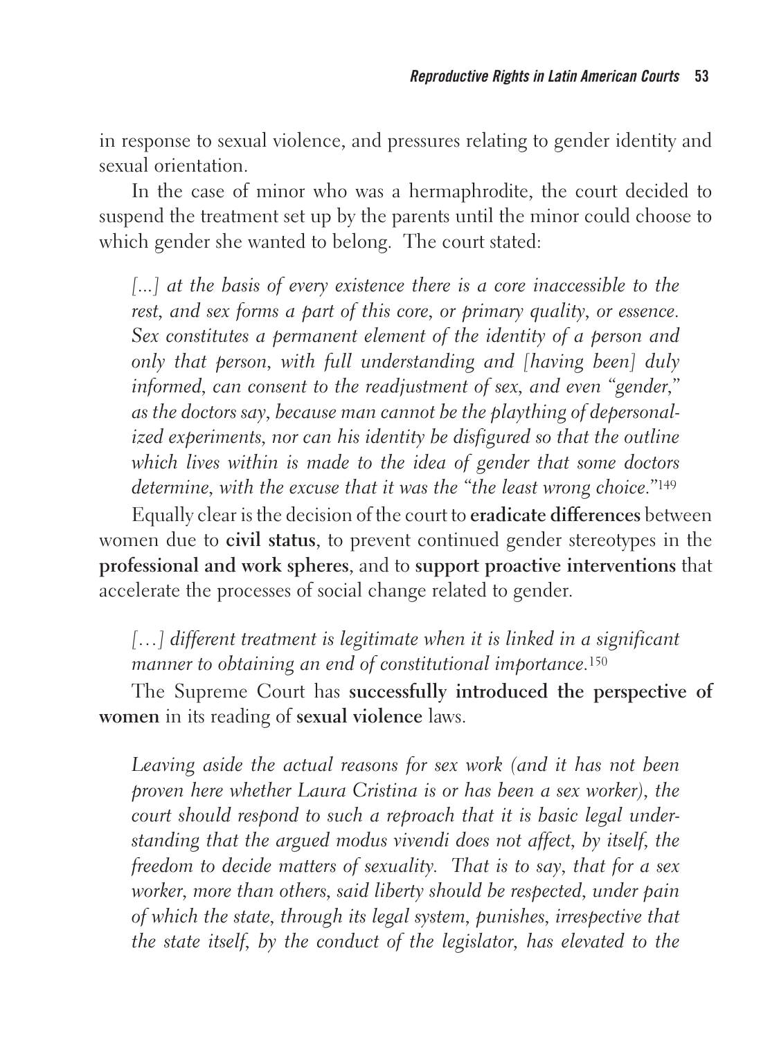in response to sexual violence, and pressures relating to gender identity and sexual orientation.

In the case of minor who was a hermaphrodite, the court decided to suspend the treatment set up by the parents until the minor could choose to which gender she wanted to belong. The court stated:

> *[...] at the basis of every existence there is a core inaccessible to the rest, and sex forms a part of this core, or primary quality, or essence. Sex constitutes a permanent element of the identity of a person and only that person, with full understanding and [having been] duly informed, can consent to the readjustment of sex, and even "gender," as the doctors say, because man cannot be the plaything of depersonalized experiments, nor can his identity be disfigured so that the outline which lives within is made to the idea of gender that some doctors determine, with the excuse that it was the "the least wrong choice."*[149]

Equally clear is the decision of the court to **eradicate differences** between women due to **civil status**, to prevent continued gender stereotypes in the **professional and work spheres**, and to **support proactive interventions** that accelerate the processes of social change related to gender.

> *[…] different treatment is legitimate when it is linked in a significant manner to obtaining an end of constitutional importance.*[150]

The Supreme Court has **successfully introduced the perspective of women** in its reading of **sexual violence** laws.

> *Leaving aside the actual reasons for sex work (and it has not been proven here whether Laura Cristina is or has been a sex worker), the court should respond to such a reproach that it is basic legal understanding that the argued modus vivendi does not affect, by itself, the freedom to decide matters of sexuality. That is to say, that for a sex worker, more than others, said liberty should be respected, under pain of which the state, through its legal system, punishes, irrespective that the state itself, by the conduct of the legislator, has elevated to the*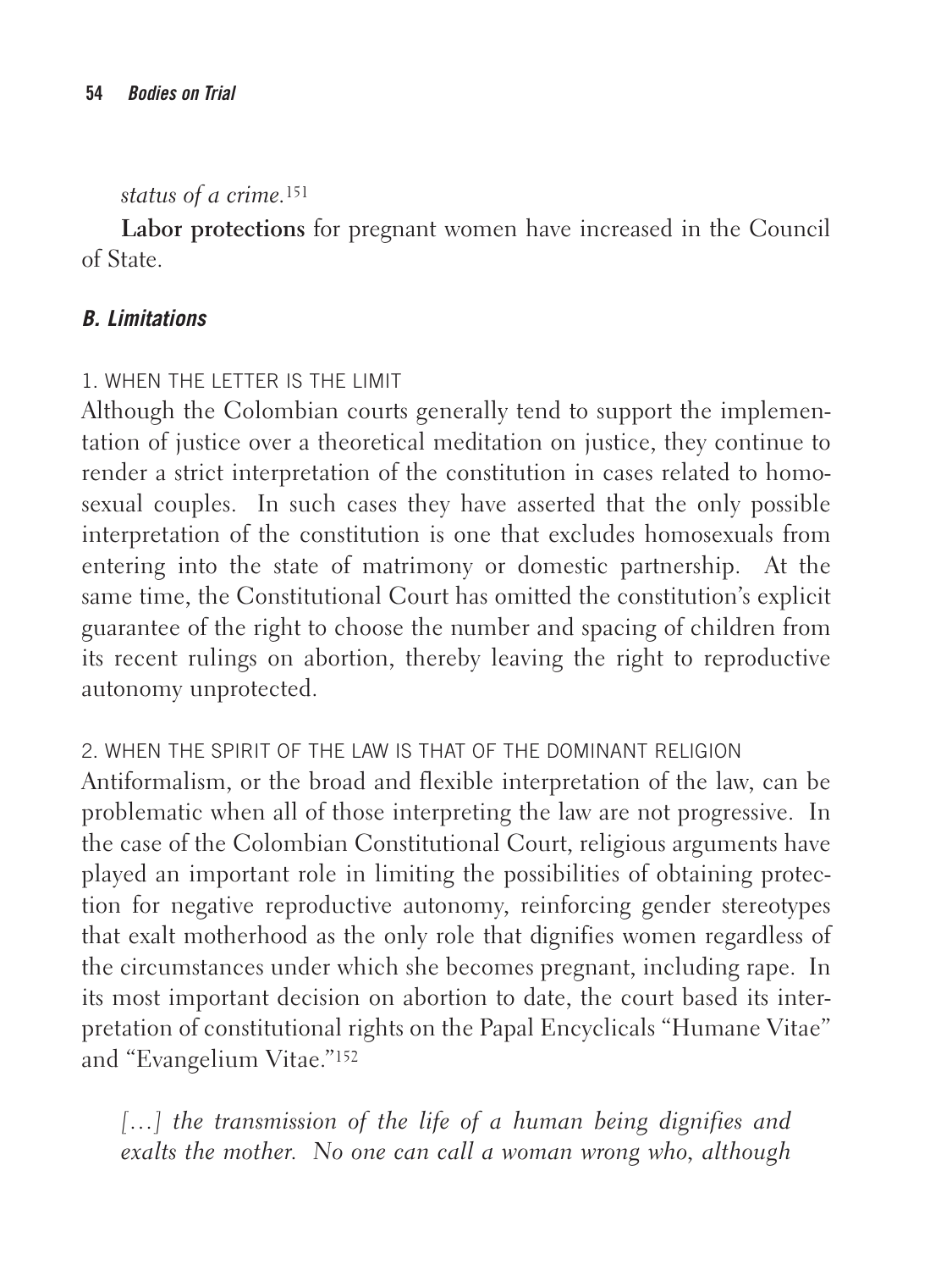*status of a crime.*[151]

**Labor protections** for pregnant women have increased in the Council of State.

### *B. Limitations*

#### 1. WHEN THE LETTER IS THE LIMIT

Although the Colombian courts generally tend to support the implementation of justice over a theoretical meditation on justice, they continue to render a strict interpretation of the constitution in cases related to homosexual couples. In such cases they have asserted that the only possible interpretation of the constitution is one that excludes homosexuals from entering into the state of matrimony or domestic partnership. At the same time, the Constitutional Court has omitted the constitution's explicit guarantee of the right to choose the number and spacing of children from its recent rulings on abortion, thereby leaving the right to reproductive autonomy unprotected.

#### 2. WHEN THE SPIRIT OF THE LAW IS THAT OF THE DOMINANT RELIGION

Antiformalism, or the broad and flexible interpretation of the law, can be problematic when all of those interpreting the law are not progressive. In the case of the Colombian Constitutional Court, religious arguments have played an important role in limiting the possibilities of obtaining protection for negative reproductive autonomy, reinforcing gender stereotypes that exalt motherhood as the only role that dignifies women regardless of the circumstances under which she becomes pregnant, including rape. In its most important decision on abortion to date, the court based its interpretation of constitutional rights on the Papal Encyclicals "Humane Vitae" and "Evangelium Vitae."[152]

> *[…] the transmission of the life of a human being dignifies and exalts the mother. No one can call a woman wrong who, although*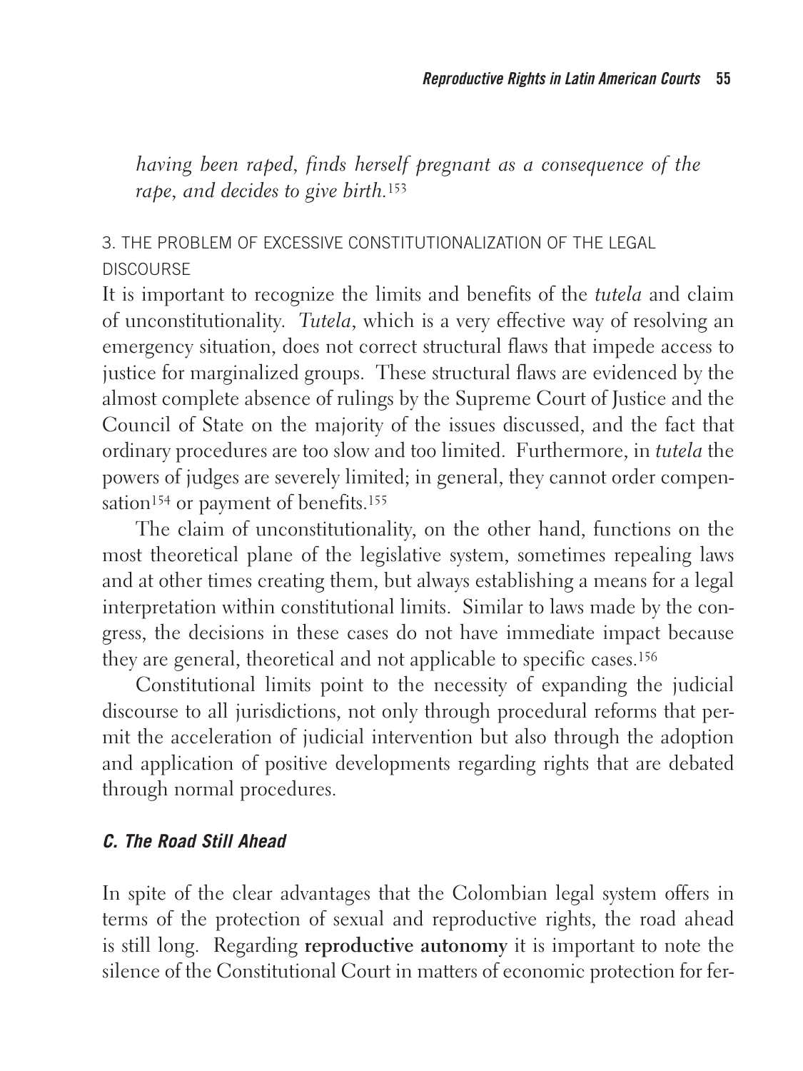*having been raped, finds herself pregnant as a consequence of the rape, and decides to give birth.*[153]

### 3. THE PROBLEM OF EXCESSIVE CONSTITUTIONALIZATION OF THE LEGAL DISCOURSE

It is important to recognize the limits and benefits of the *tutela* and claim of unconstitutionality. *Tutela*, which is a very effective way of resolving an emergency situation, does not correct structural flaws that impede access to justice for marginalized groups. These structural flaws are evidenced by the almost complete absence of rulings by the Supreme Court of Justice and the Council of State on the majority of the issues discussed, and the fact that ordinary procedures are too slow and too limited. Furthermore, in *tutela* the powers of judges are severely limited; in general, they cannot order compensation[154] or payment of benefits.[155]

The claim of unconstitutionality, on the other hand, functions on the most theoretical plane of the legislative system, sometimes repealing laws and at other times creating them, but always establishing a means for a legal interpretation within constitutional limits. Similar to laws made by the congress, the decisions in these cases do not have immediate impact because they are general, theoretical and not applicable to specific cases.[156]

Constitutional limits point to the necessity of expanding the judicial discourse to all jurisdictions, not only through procedural reforms that permit the acceleration of judicial intervention but also through the adoption and application of positive developments regarding rights that are debated through normal procedures.

## *C. The Road Still Ahead*

In spite of the clear advantages that the Colombian legal system offers in terms of the protection of sexual and reproductive rights, the road ahead is still long. Regarding **reproductive autonomy** it is important to note the silence of the Constitutional Court in matters of economic protection for fer-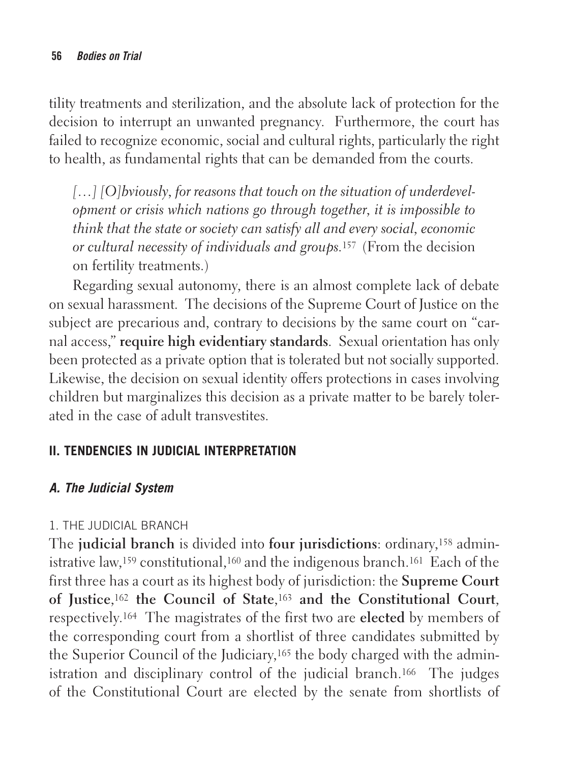tility treatments and sterilization, and the absolute lack of protection for the decision to interrupt an unwanted pregnancy. Furthermore, the court has failed to recognize economic, social and cultural rights, particularly the right to health, as fundamental rights that can be demanded from the courts.

> *[…] [O]bviously, for reasons that touch on the situation of underdevelopment or crisis which nations go through together, it is impossible to think that the state or society can satisfy all and every social, economic or cultural necessity of individuals and groups.*[157] (From the decision on fertility treatments.)

Regarding sexual autonomy, there is an almost complete lack of debate on sexual harassment. The decisions of the Supreme Court of Justice on the subject are precarious and, contrary to decisions by the same court on "carnal access," **require high evidentiary standards**. Sexual orientation has only been protected as a private option that is tolerated but not socially supported. Likewise, the decision on sexual identity offers protections in cases involving children but marginalizes this decision as a private matter to be barely tolerated in the case of adult transvestites.

## II. TENDENCIES IN JUDICIAL INTERPRETATION

### *A. The Judicial System*

#### 1. THE JUDICIAL BRANCH

The **judicial branch** is divided into **four jurisdictions**: ordinary,[158] administrative law,[159] constitutional,[160] and the indigenous branch.[161] Each of the first three has a court as its highest body of jurisdiction: the **Supreme Court of Justice**,[162] **the Council of State**,[163] **and the Constitutional Court**, respectively.[164] The magistrates of the first two are **elected** by members of the corresponding court from a shortlist of three candidates submitted by the Superior Council of the Judiciary,[165] the body charged with the administration and disciplinary control of the judicial branch.[166] The judges of the Constitutional Court are elected by the senate from shortlists of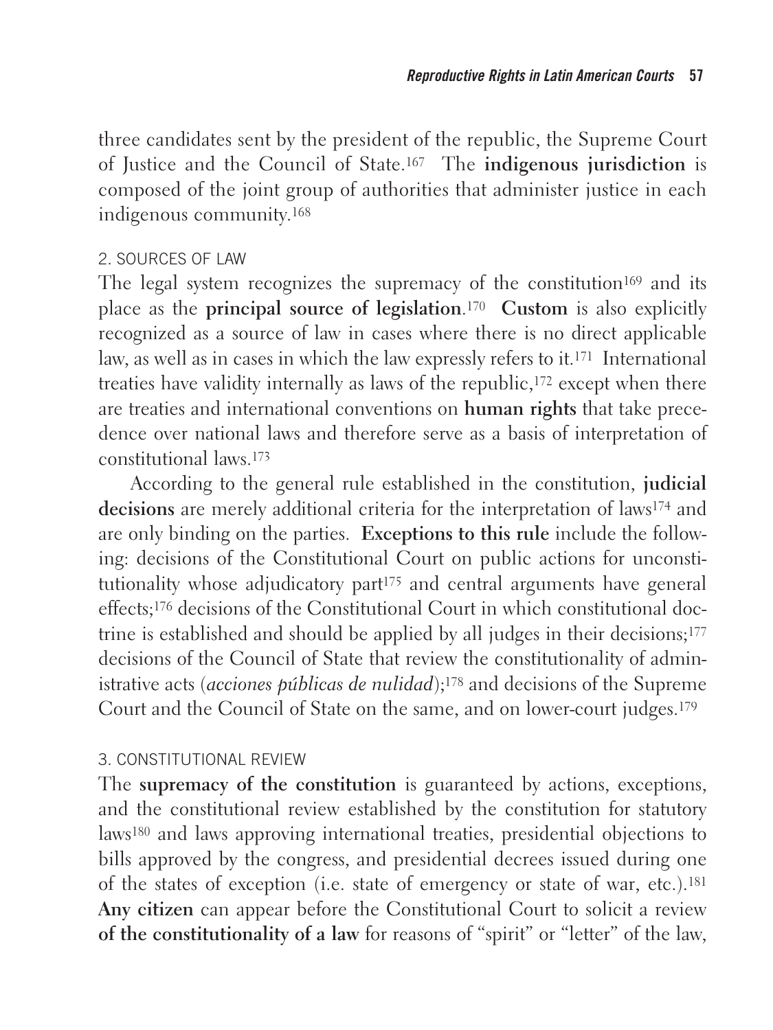three candidates sent by the president of the republic, the Supreme Court of Justice and the Council of State.[167] The **indigenous jurisdiction** is composed of the joint group of authorities that administer justice in each indigenous community.[168]

### 2. SOURCES OF LAW

The legal system recognizes the supremacy of the constitution[169] and its place as the **principal source of legislation**.[170] **Custom** is also explicitly recognized as a source of law in cases where there is no direct applicable law, as well as in cases in which the law expressly refers to it.[171] International treaties have validity internally as laws of the republic,[172] except when there are treaties and international conventions on **human rights** that take precedence over national laws and therefore serve as a basis of interpretation of constitutional laws.[173]

According to the general rule established in the constitution, **judicial decisions** are merely additional criteria for the interpretation of laws[174] and are only binding on the parties. **Exceptions to this rule** include the following: decisions of the Constitutional Court on public actions for unconstitutionality whose adjudicatory part[175] and central arguments have general effects;[176] decisions of the Constitutional Court in which constitutional doctrine is established and should be applied by all judges in their decisions;[177] decisions of the Council of State that review the constitutionality of administrative acts (*acciones públicas de nulidad*);[178] and decisions of the Supreme Court and the Council of State on the same, and on lower-court judges.[179]

### 3. CONSTITUTIONAL REVIEW

The **supremacy of the constitution** is guaranteed by actions, exceptions, and the constitutional review established by the constitution for statutory laws[180] and laws approving international treaties, presidential objections to bills approved by the congress, and presidential decrees issued during one of the states of exception (i.e. state of emergency or state of war, etc.).[181] **Any citizen** can appear before the Constitutional Court to solicit a review **of the constitutionality of a law** for reasons of "spirit" or "letter" of the law,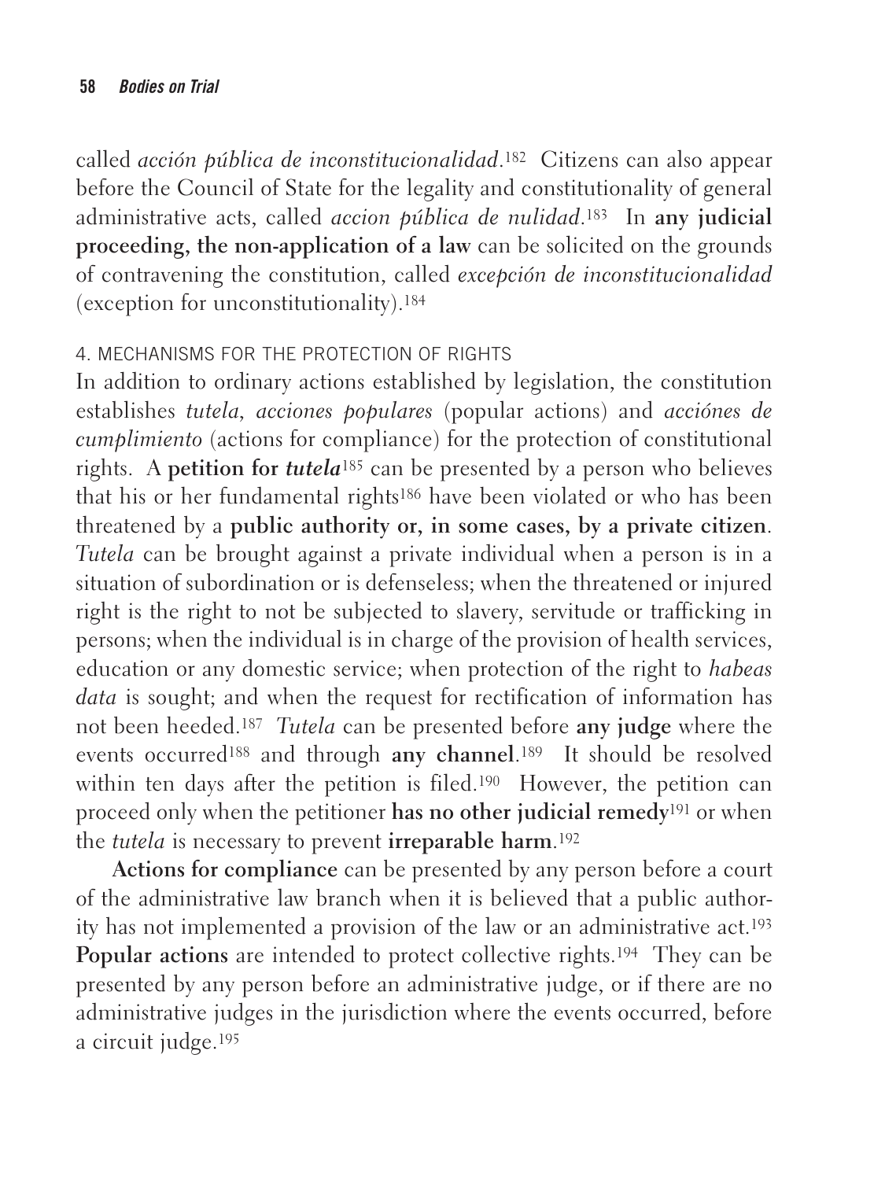called *acción pública de inconstitucionalidad*.[182] Citizens can also appear before the Council of State for the legality and constitutionality of general administrative acts, called *accion pública de nulidad*.[183] In **any judicial proceeding, the non-application of a law** can be solicited on the grounds of contravening the constitution, called *excepción de inconstitucionalidad* (exception for unconstitutionality).[184]

#### 4. MECHANISMS FOR THE PROTECTION OF RIGHTS

In addition to ordinary actions established by legislation, the constitution establishes *tutela*, *acciones populares* (popular actions) and *acciónes de cumplimiento* (actions for compliance) for the protection of constitutional rights. A **petition for *tutela***[185] can be presented by a person who believes that his or her fundamental rights[186] have been violated or who has been threatened by a **public authority or, in some cases, by a private citizen**. *Tutela* can be brought against a private individual when a person is in a situation of subordination or is defenseless; when the threatened or injured right is the right to not be subjected to slavery, servitude or trafficking in persons; when the individual is in charge of the provision of health services, education or any domestic service; when protection of the right to *habeas data* is sought; and when the request for rectification of information has not been heeded.[187] *Tutela* can be presented before **any judge** where the events occurred[188] and through **any channel**.[189] It should be resolved within ten days after the petition is filed.[190] However, the petition can proceed only when the petitioner **has no other judicial remedy**[191] or when the *tutela* is necessary to prevent **irreparable harm**.[192]

**Actions for compliance** can be presented by any person before a court of the administrative law branch when it is believed that a public authority has not implemented a provision of the law or an administrative act.[193] **Popular actions** are intended to protect collective rights.[194] They can be presented by any person before an administrative judge, or if there are no administrative judges in the jurisdiction where the events occurred, before a circuit judge.[195]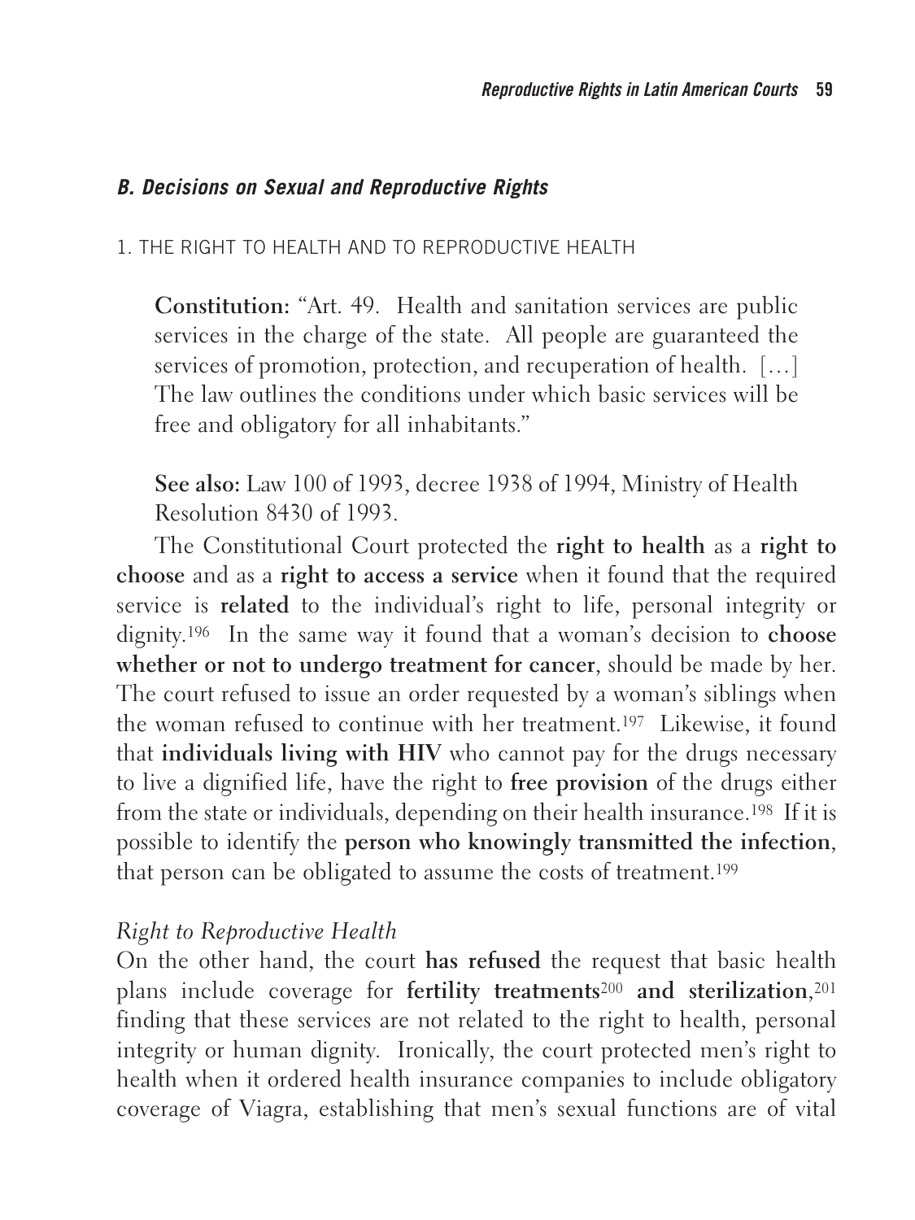### *B. Decisions on Sexual and Reproductive Rights*

#### 1. THE RIGHT TO HEALTH AND TO REPRODUCTIVE HEALTH

**Constitution:** "Art. 49. Health and sanitation services are public services in the charge of the state. All people are guaranteed the services of promotion, protection, and recuperation of health. […] The law outlines the conditions under which basic services will be free and obligatory for all inhabitants."

**See also:** Law 100 of 1993, decree 1938 of 1994, Ministry of Health Resolution 8430 of 1993.

The Constitutional Court protected the **right to health** as a **right to choose** and as a **right to access a service** when it found that the required service is **related** to the individual's right to life, personal integrity or dignity.[196] In the same way it found that a woman's decision to **choose whether or not to undergo treatment for cancer**, should be made by her. The court refused to issue an order requested by a woman's siblings when the woman refused to continue with her treatment.[197] Likewise, it found that **individuals living with HIV** who cannot pay for the drugs necessary to live a dignified life, have the right to **free provision** of the drugs either from the state or individuals, depending on their health insurance.[198] If it is possible to identify the **person who knowingly transmitted the infection**, that person can be obligated to assume the costs of treatment.[199]

*Right to Reproductive Health*

On the other hand, the court **has refused** the request that basic health plans include coverage for **fertility treatments**[200] **and sterilization**,[201] finding that these services are not related to the right to health, personal integrity or human dignity. Ironically, the court protected men's right to health when it ordered health insurance companies to include obligatory coverage of Viagra, establishing that men's sexual functions are of vital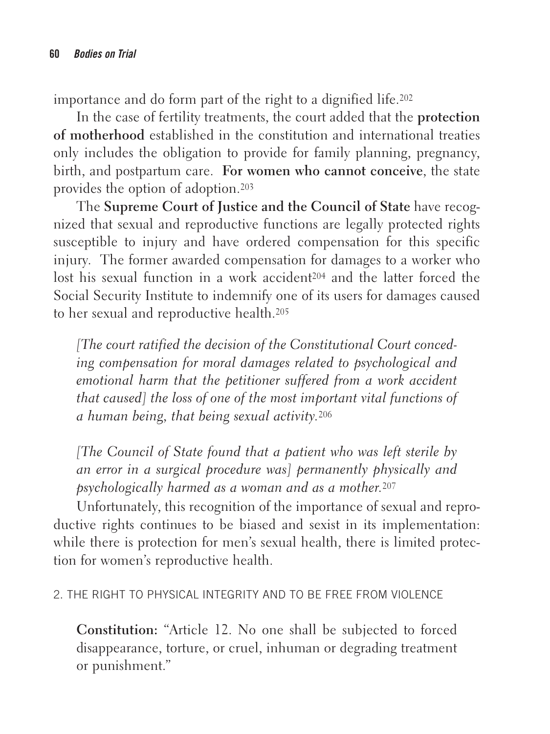importance and do form part of the right to a dignified life.[202]

In the case of fertility treatments, the court added that the **protection of motherhood** established in the constitution and international treaties only includes the obligation to provide for family planning, pregnancy, birth, and postpartum care. **For women who cannot conceive**, the state provides the option of adoption.[203]

The **Supreme Court of Justice and the Council of State** have recognized that sexual and reproductive functions are legally protected rights susceptible to injury and have ordered compensation for this specific injury. The former awarded compensation for damages to a worker who lost his sexual function in a work accident[204] and the latter forced the Social Security Institute to indemnify one of its users for damages caused to her sexual and reproductive health.[205]

> *[The court ratified the decision of the Constitutional Court conceding compensation for moral damages related to psychological and emotional harm that the petitioner suffered from a work accident that caused] the loss of one of the most important vital functions of a human being, that being sexual activity.*[206]

> *[The Council of State found that a patient who was left sterile by an error in a surgical procedure was] permanently physically and psychologically harmed as a woman and as a mother.*[207]

Unfortunately, this recognition of the importance of sexual and reproductive rights continues to be biased and sexist in its implementation: while there is protection for men's sexual health, there is limited protection for women's reproductive health.

## 2. THE RIGHT TO PHYSICAL INTEGRITY AND TO BE FREE FROM VIOLENCE

> **Constitution:** "Article 12. No one shall be subjected to forced disappearance, torture, or cruel, inhuman or degrading treatment or punishment."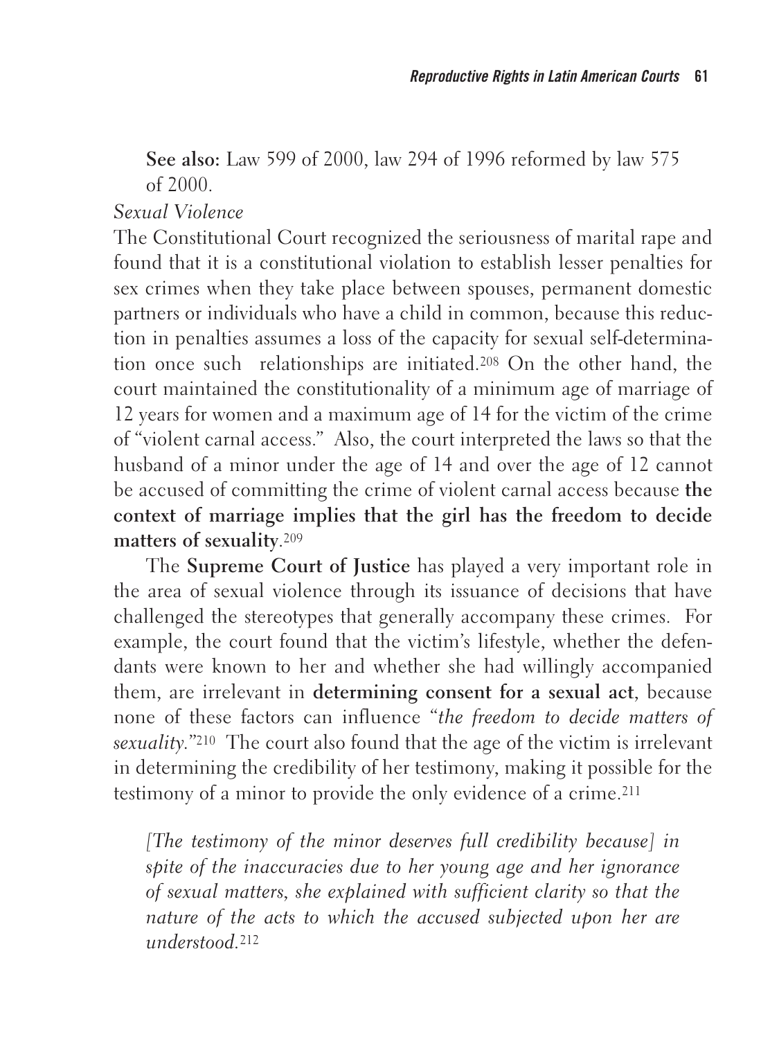**See also:** Law 599 of 2000, law 294 of 1996 reformed by law 575 of 2000.

*Sexual Violence*

The Constitutional Court recognized the seriousness of marital rape and found that it is a constitutional violation to establish lesser penalties for sex crimes when they take place between spouses, permanent domestic partners or individuals who have a child in common, because this reduction in penalties assumes a loss of the capacity for sexual self-determination once such relationships are initiated.[208] On the other hand, the court maintained the constitutionality of a minimum age of marriage of 12 years for women and a maximum age of 14 for the victim of the crime of "violent carnal access." Also, the court interpreted the laws so that the husband of a minor under the age of 14 and over the age of 12 cannot be accused of committing the crime of violent carnal access because **the context of marriage implies that the girl has the freedom to decide matters of sexuality**.[209]

The **Supreme Court of Justice** has played a very important role in the area of sexual violence through its issuance of decisions that have challenged the stereotypes that generally accompany these crimes. For example, the court found that the victim's lifestyle, whether the defendants were known to her and whether she had willingly accompanied them, are irrelevant in **determining consent for a sexual act**, because none of these factors can influence "*the freedom to decide matters of sexuality.*"[210] The court also found that the age of the victim is irrelevant in determining the credibility of her testimony, making it possible for the testimony of a minor to provide the only evidence of a crime.[211]

> *[The testimony of the minor deserves full credibility because] in spite of the inaccuracies due to her young age and her ignorance of sexual matters, she explained with sufficient clarity so that the nature of the acts to which the accused subjected upon her are understood.*[212]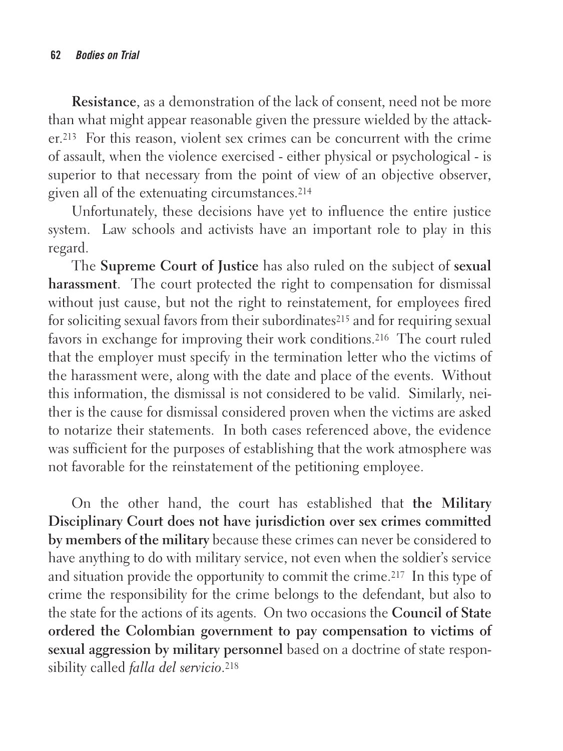**Resistance**, as a demonstration of the lack of consent, need not be more than what might appear reasonable given the pressure wielded by the attacker.[213] For this reason, violent sex crimes can be concurrent with the crime of assault, when the violence exercised - either physical or psychological - is superior to that necessary from the point of view of an objective observer, given all of the extenuating circumstances.[214]

Unfortunately, these decisions have yet to influence the entire justice system. Law schools and activists have an important role to play in this regard.

The **Supreme Court of Justice** has also ruled on the subject of **sexual harassment**. The court protected the right to compensation for dismissal without just cause, but not the right to reinstatement, for employees fired for soliciting sexual favors from their subordinates[215] and for requiring sexual favors in exchange for improving their work conditions.[216] The court ruled that the employer must specify in the termination letter who the victims of the harassment were, along with the date and place of the events. Without this information, the dismissal is not considered to be valid. Similarly, neither is the cause for dismissal considered proven when the victims are asked to notarize their statements. In both cases referenced above, the evidence was sufficient for the purposes of establishing that the work atmosphere was not favorable for the reinstatement of the petitioning employee.

On the other hand, the court has established that **the Military Disciplinary Court does not have jurisdiction over sex crimes committed by members of the military** because these crimes can never be considered to have anything to do with military service, not even when the soldier's service and situation provide the opportunity to commit the crime.[217] In this type of crime the responsibility for the crime belongs to the defendant, but also to the state for the actions of its agents. On two occasions the **Council of State ordered the Colombian government to pay compensation to victims of sexual aggression by military personnel** based on a doctrine of state responsibility called *falla del servicio*.[218]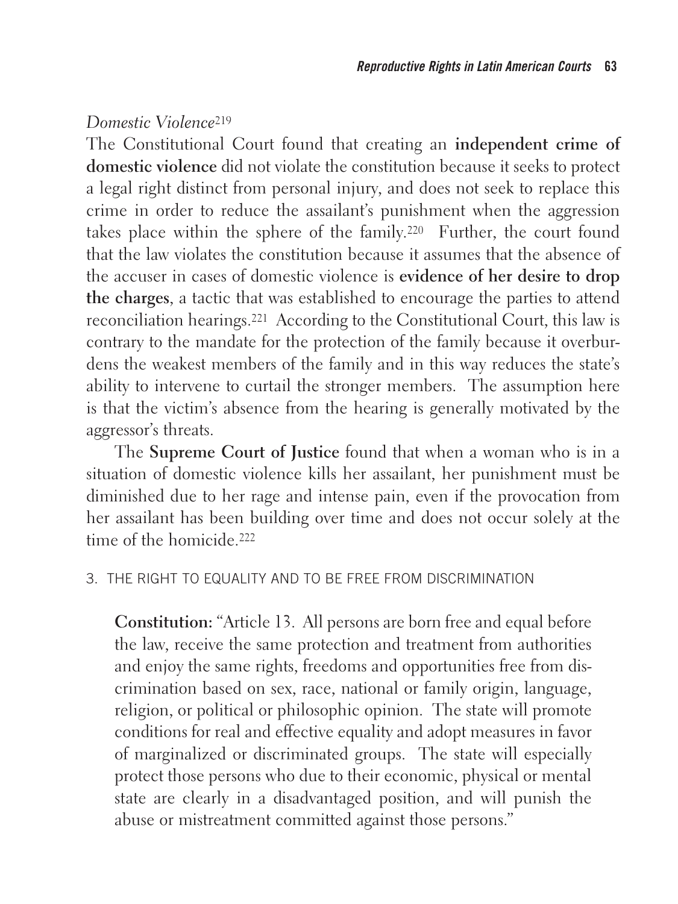*Domestic Violence*[219]

The Constitutional Court found that creating an **independent crime of domestic violence** did not violate the constitution because it seeks to protect a legal right distinct from personal injury, and does not seek to replace this crime in order to reduce the assailant's punishment when the aggression takes place within the sphere of the family.[220] Further, the court found that the law violates the constitution because it assumes that the absence of the accuser in cases of domestic violence is **evidence of her desire to drop the charges**, a tactic that was established to encourage the parties to attend reconciliation hearings.[221] According to the Constitutional Court, this law is contrary to the mandate for the protection of the family because it overburdens the weakest members of the family and in this way reduces the state's ability to intervene to curtail the stronger members. The assumption here is that the victim's absence from the hearing is generally motivated by the aggressor's threats.

The **Supreme Court of Justice** found that when a woman who is in a situation of domestic violence kills her assailant, her punishment must be diminished due to her rage and intense pain, even if the provocation from her assailant has been building over time and does not occur solely at the time of the homicide.[222]

### 3. THE RIGHT TO EQUALITY AND TO BE FREE FROM DISCRIMINATION

> **Constitution:** "Article 13. All persons are born free and equal before the law, receive the same protection and treatment from authorities and enjoy the same rights, freedoms and opportunities free from discrimination based on sex, race, national or family origin, language, religion, or political or philosophic opinion. The state will promote conditions for real and effective equality and adopt measures in favor of marginalized or discriminated groups. The state will especially protect those persons who due to their economic, physical or mental state are clearly in a disadvantaged position, and will punish the abuse or mistreatment committed against those persons."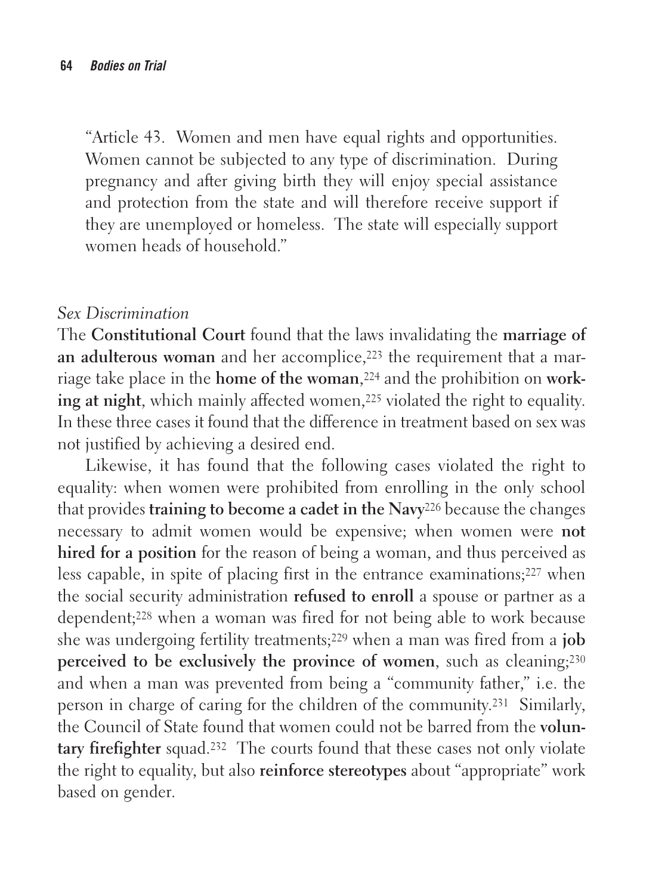> "Article 43. Women and men have equal rights and opportunities. Women cannot be subjected to any type of discrimination. During pregnancy and after giving birth they will enjoy special assistance and protection from the state and will therefore receive support if they are unemployed or homeless. The state will especially support women heads of household."

*Sex Discrimination*

The **Constitutional Court** found that the laws invalidating the **marriage of an adulterous woman** and her accomplice,[223] the requirement that a marriage take place in the **home of the woman**,[224] and the prohibition on **working at night**, which mainly affected women,[225] violated the right to equality. In these three cases it found that the difference in treatment based on sex was not justified by achieving a desired end.

Likewise, it has found that the following cases violated the right to equality: when women were prohibited from enrolling in the only school that provides **training to become a cadet in the Navy**[226] because the changes necessary to admit women would be expensive; when women were **not hired for a position** for the reason of being a woman, and thus perceived as less capable, in spite of placing first in the entrance examinations;[227] when the social security administration **refused to enroll** a spouse or partner as a dependent;[228] when a woman was fired for not being able to work because she was undergoing fertility treatments;[229] when a man was fired from a **job perceived to be exclusively the province of women**, such as cleaning;[230] and when a man was prevented from being a "community father," i.e. the person in charge of caring for the children of the community.[231] Similarly, the Council of State found that women could not be barred from the **voluntary firefighter** squad.[232] The courts found that these cases not only violate the right to equality, but also **reinforce stereotypes** about "appropriate" work based on gender.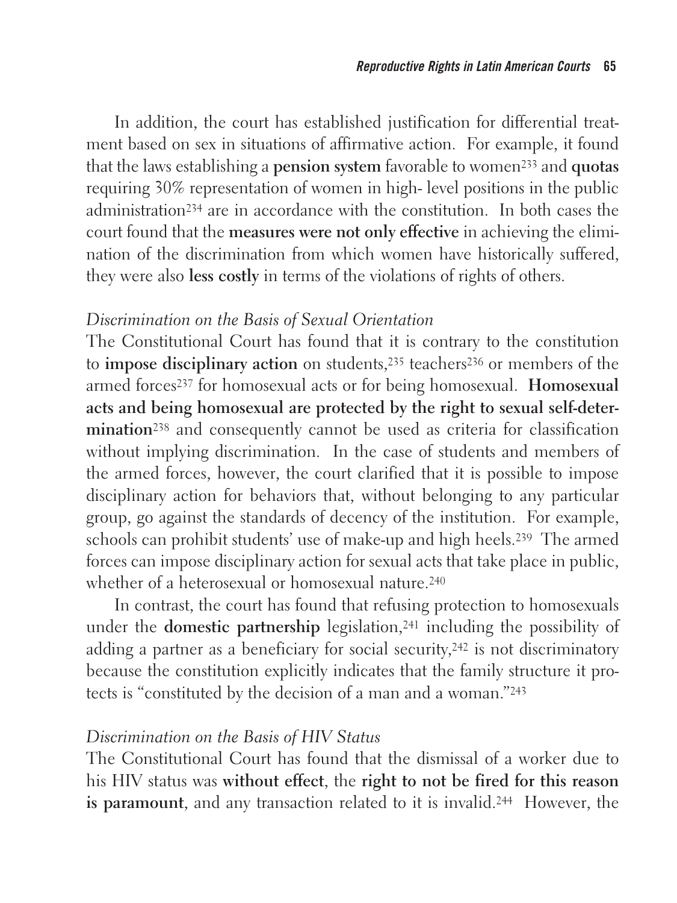In addition, the court has established justification for differential treatment based on sex in situations of affirmative action. For example, it found that the laws establishing a **pension system** favorable to women[233] and **quotas** requiring 30% representation of women in high- level positions in the public administration[234] are in accordance with the constitution. In both cases the court found that the **measures were not only effective** in achieving the elimination of the discrimination from which women have historically suffered, they were also **less costly** in terms of the violations of rights of others.

*Discrimination on the Basis of Sexual Orientation*

The Constitutional Court has found that it is contrary to the constitution to **impose disciplinary action** on students,[235] teachers[236] or members of the armed forces[237] for homosexual acts or for being homosexual. **Homosexual acts and being homosexual are protected by the right to sexual self-determination**[238] and consequently cannot be used as criteria for classification without implying discrimination. In the case of students and members of the armed forces, however, the court clarified that it is possible to impose disciplinary action for behaviors that, without belonging to any particular group, go against the standards of decency of the institution. For example, schools can prohibit students' use of make-up and high heels.[239] The armed forces can impose disciplinary action for sexual acts that take place in public, whether of a heterosexual or homosexual nature.[240]

In contrast, the court has found that refusing protection to homosexuals under the **domestic partnership** legislation,[241] including the possibility of adding a partner as a beneficiary for social security,[242] is not discriminatory because the constitution explicitly indicates that the family structure it protects is "constituted by the decision of a man and a woman."[243]

*Discrimination on the Basis of HIV Status*

The Constitutional Court has found that the dismissal of a worker due to his HIV status was **without effect**, the **right to not be fired for this reason is paramount**, and any transaction related to it is invalid.[244] However, the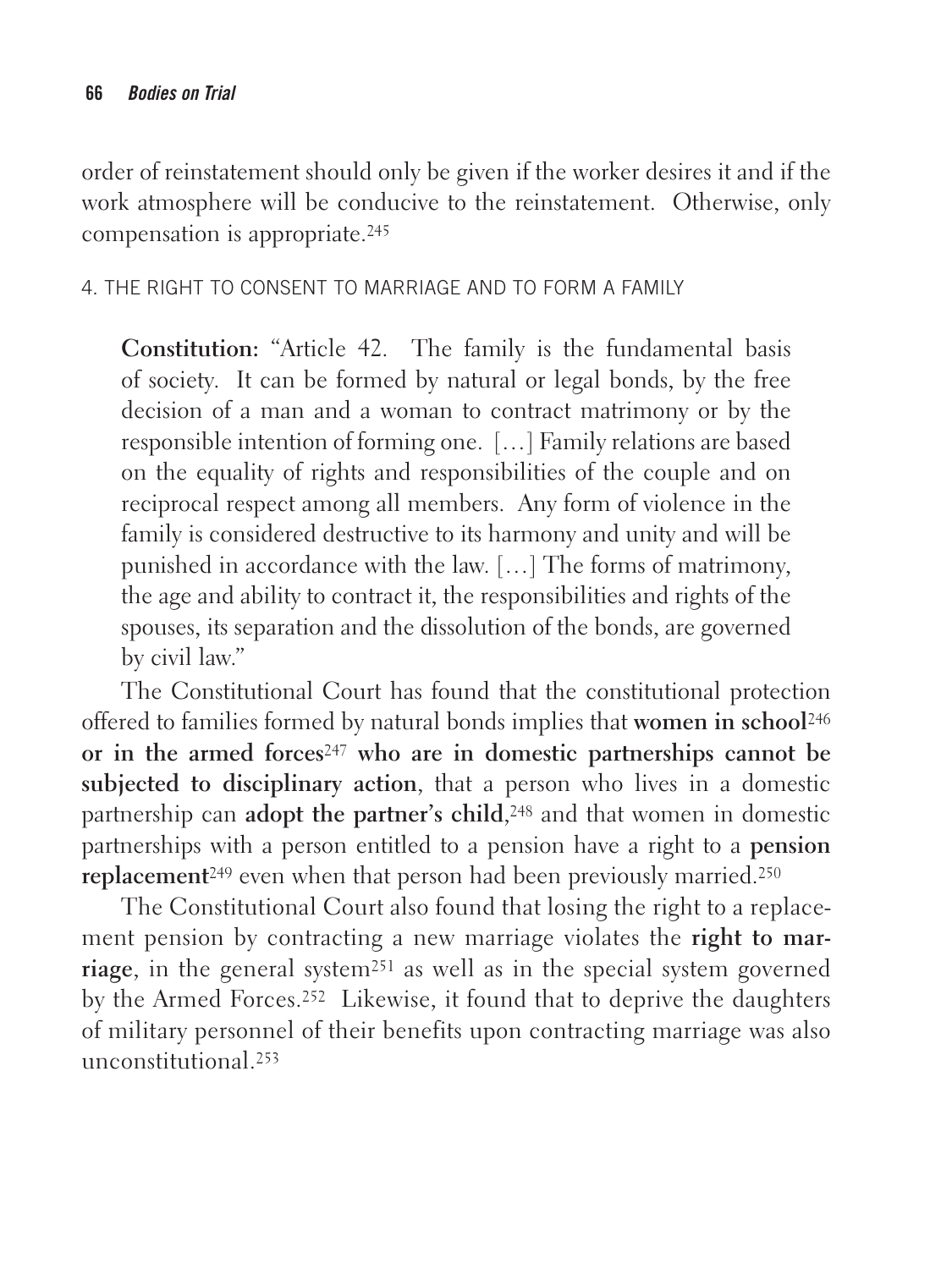order of reinstatement should only be given if the worker desires it and if the work atmosphere will be conducive to the reinstatement. Otherwise, only compensation is appropriate.[245]

#### 4. THE RIGHT TO CONSENT TO MARRIAGE AND TO FORM A FAMILY

> **Constitution:** "Article 42. The family is the fundamental basis of society. It can be formed by natural or legal bonds, by the free decision of a man and a woman to contract matrimony or by the responsible intention of forming one. […] Family relations are based on the equality of rights and responsibilities of the couple and on reciprocal respect among all members. Any form of violence in the family is considered destructive to its harmony and unity and will be punished in accordance with the law. […] The forms of matrimony, the age and ability to contract it, the responsibilities and rights of the spouses, its separation and the dissolution of the bonds, are governed by civil law."

The Constitutional Court has found that the constitutional protection offered to families formed by natural bonds implies that **women in school**[246] **or in the armed forces**[247] **who are in domestic partnerships cannot be subjected to disciplinary action**, that a person who lives in a domestic partnership can **adopt the partner's child**,[248] and that women in domestic partnerships with a person entitled to a pension have a right to a **pension replacement**[249] even when that person had been previously married.[250]

The Constitutional Court also found that losing the right to a replacement pension by contracting a new marriage violates the **right to marriage**, in the general system[251] as well as in the special system governed by the Armed Forces.[252] Likewise, it found that to deprive the daughters of military personnel of their benefits upon contracting marriage was also unconstitutional.[253]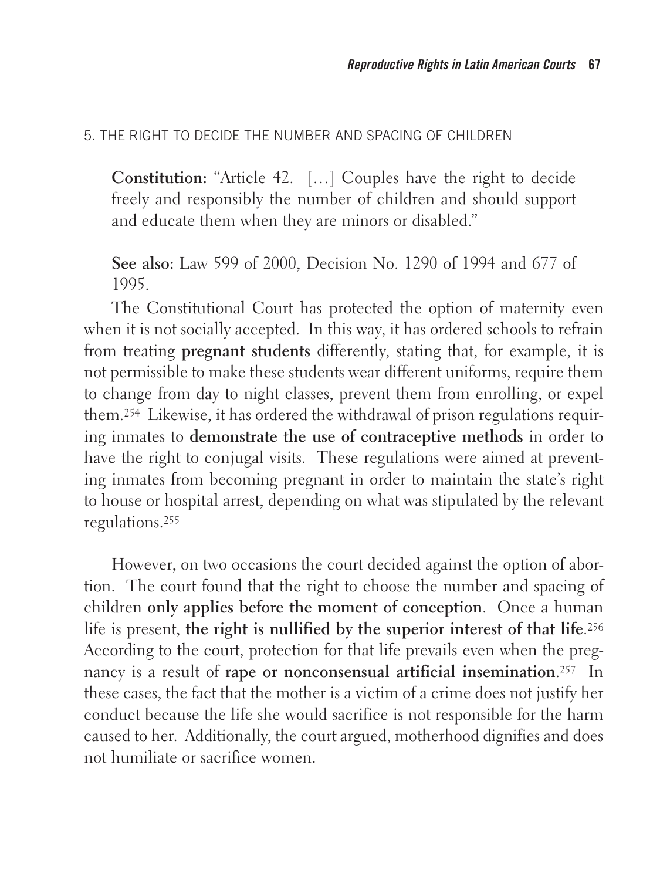## 5. THE RIGHT TO DECIDE THE NUMBER AND SPACING OF CHILDREN

> **Constitution:** "Article 42. […] Couples have the right to decide freely and responsibly the number of children and should support and educate them when they are minors or disabled."
>
> **See also:** Law 599 of 2000, Decision No. 1290 of 1994 and 677 of 1995.

The Constitutional Court has protected the option of maternity even when it is not socially accepted. In this way, it has ordered schools to refrain from treating **pregnant students** differently, stating that, for example, it is not permissible to make these students wear different uniforms, require them to change from day to night classes, prevent them from enrolling, or expel them.[254] Likewise, it has ordered the withdrawal of prison regulations requiring inmates to **demonstrate the use of contraceptive methods** in order to have the right to conjugal visits. These regulations were aimed at preventing inmates from becoming pregnant in order to maintain the state's right to house or hospital arrest, depending on what was stipulated by the relevant regulations.[255]

However, on two occasions the court decided against the option of abortion. The court found that the right to choose the number and spacing of children **only applies before the moment of conception**. Once a human life is present, **the right is nullified by the superior interest of that life**.[256] According to the court, protection for that life prevails even when the pregnancy is a result of **rape or nonconsensual artificial insemination**.[257] In these cases, the fact that the mother is a victim of a crime does not justify her conduct because the life she would sacrifice is not responsible for the harm caused to her. Additionally, the court argued, motherhood dignifies and does not humiliate or sacrifice women.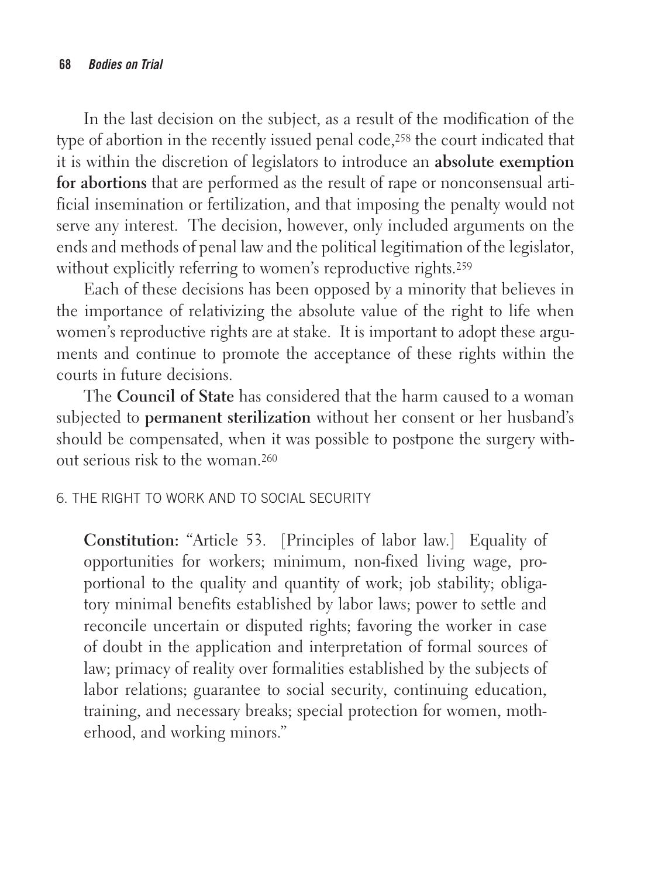In the last decision on the subject, as a result of the modification of the type of abortion in the recently issued penal code,[258] the court indicated that it is within the discretion of legislators to introduce an **absolute exemption for abortions** that are performed as the result of rape or nonconsensual artificial insemination or fertilization, and that imposing the penalty would not serve any interest. The decision, however, only included arguments on the ends and methods of penal law and the political legitimation of the legislator, without explicitly referring to women's reproductive rights.[259]

Each of these decisions has been opposed by a minority that believes in the importance of relativizing the absolute value of the right to life when women's reproductive rights are at stake. It is important to adopt these arguments and continue to promote the acceptance of these rights within the courts in future decisions.

The **Council of State** has considered that the harm caused to a woman subjected to **permanent sterilization** without her consent or her husband's should be compensated, when it was possible to postpone the surgery without serious risk to the woman.[260]

## 6. THE RIGHT TO WORK AND TO SOCIAL SECURITY

> **Constitution:** "Article 53. [Principles of labor law.] Equality of opportunities for workers; minimum, non-fixed living wage, proportional to the quality and quantity of work; job stability; obligatory minimal benefits established by labor laws; power to settle and reconcile uncertain or disputed rights; favoring the worker in case of doubt in the application and interpretation of formal sources of law; primacy of reality over formalities established by the subjects of labor relations; guarantee to social security, continuing education, training, and necessary breaks; special protection for women, motherhood, and working minors."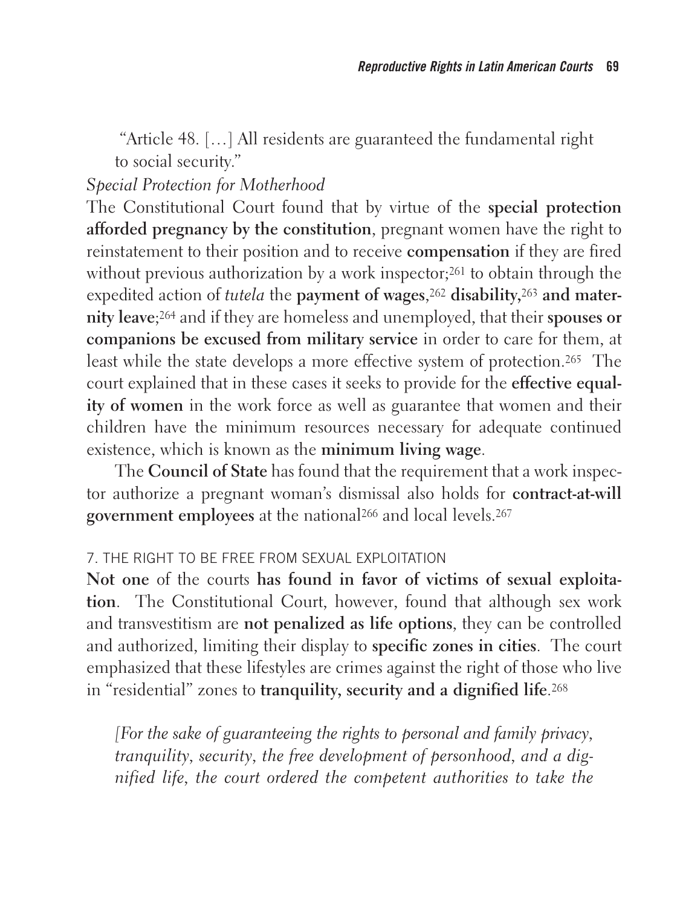"Article 48. […] All residents are guaranteed the fundamental right to social security."

*Special Protection for Motherhood*

The Constitutional Court found that by virtue of the **special protection afforded pregnancy by the constitution**, pregnant women have the right to reinstatement to their position and to receive **compensation** if they are fired without previous authorization by a work inspector;[261] to obtain through the expedited action of *tutela* the **payment of wages**,[262] **disability,**[263] **and maternity leave**;[264] and if they are homeless and unemployed, that their **spouses or companions be excused from military service** in order to care for them, at least while the state develops a more effective system of protection.[265] The court explained that in these cases it seeks to provide for the **effective equality of women** in the work force as well as guarantee that women and their children have the minimum resources necessary for adequate continued existence, which is known as the **minimum living wage**.

The **Council of State** has found that the requirement that a work inspector authorize a pregnant woman's dismissal also holds for **contract-at-will government employees** at the national[266] and local levels.[267]

### 7. THE RIGHT TO BE FREE FROM SEXUAL EXPLOITATION

**Not one** of the courts **has found in favor of victims of sexual exploitation**. The Constitutional Court, however, found that although sex work and transvestitism are **not penalized as life options**, they can be controlled and authorized, limiting their display to **specific zones in cities**. The court emphasized that these lifestyles are crimes against the right of those who live in "residential" zones to **tranquility, security and a dignified life**.[268]

*[For the sake of guaranteeing the rights to personal and family privacy, tranquility, security, the free development of personhood, and a dignified life, the court ordered the competent authorities to take the*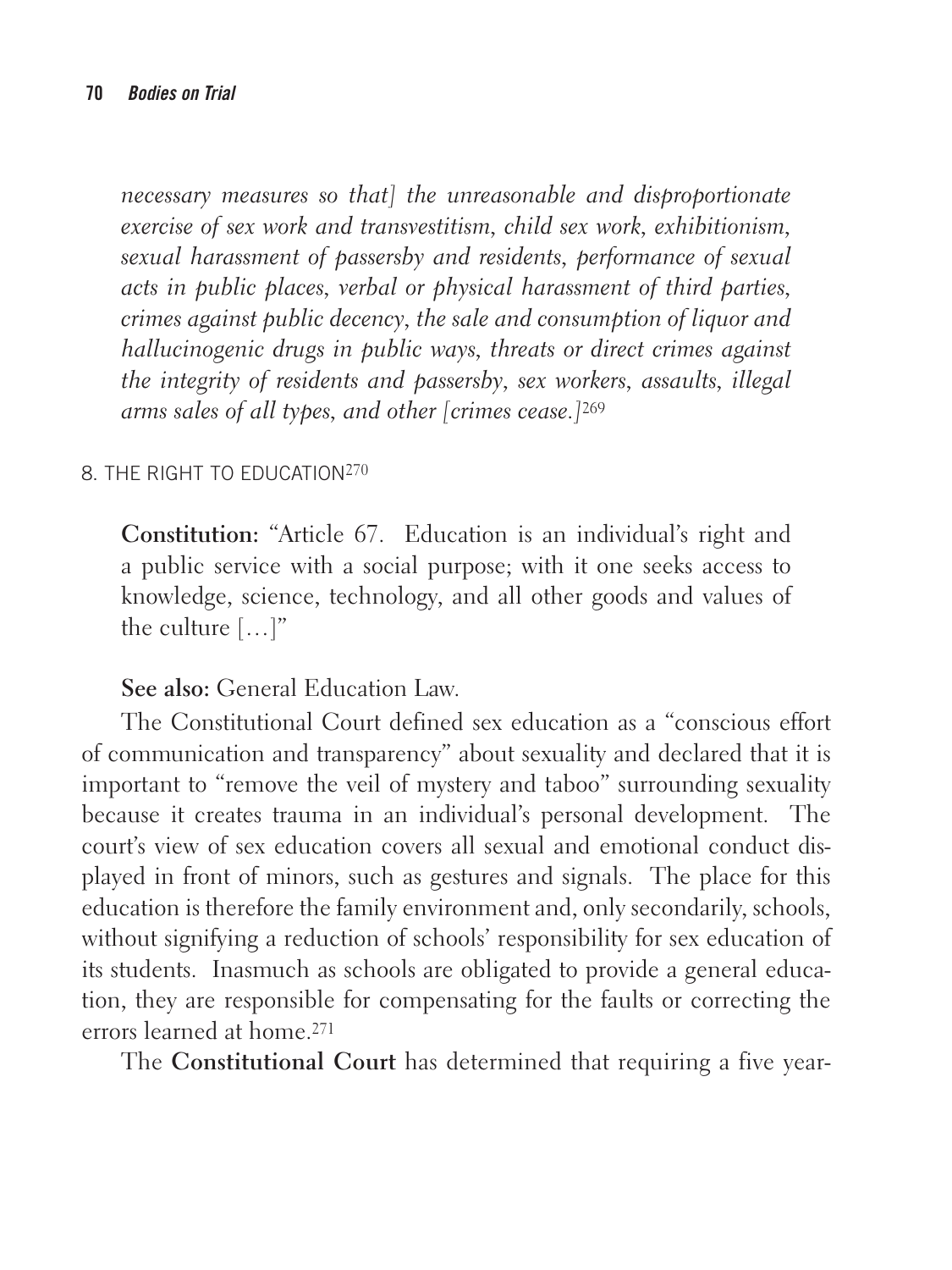*necessary measures so that] the unreasonable and disproportionate exercise of sex work and transvestitism, child sex work, exhibitionism, sexual harassment of passersby and residents, performance of sexual acts in public places, verbal or physical harassment of third parties, crimes against public decency, the sale and consumption of liquor and hallucinogenic drugs in public ways, threats or direct crimes against the integrity of residents and passersby, sex workers, assaults, illegal arms sales of all types, and other [crimes cease.]*[269]

## 8. THE RIGHT TO EDUCATION[270]

**Constitution:** "Article 67. Education is an individual's right and a public service with a social purpose; with it one seeks access to knowledge, science, technology, and all other goods and values of the culture […]"

**See also:** General Education Law.

The Constitutional Court defined sex education as a "conscious effort of communication and transparency" about sexuality and declared that it is important to "remove the veil of mystery and taboo" surrounding sexuality because it creates trauma in an individual's personal development. The court's view of sex education covers all sexual and emotional conduct displayed in front of minors, such as gestures and signals. The place for this education is therefore the family environment and, only secondarily, schools, without signifying a reduction of schools' responsibility for sex education of its students. Inasmuch as schools are obligated to provide a general education, they are responsible for compensating for the faults or correcting the errors learned at home.[271]

The **Constitutional Court** has determined that requiring a five year-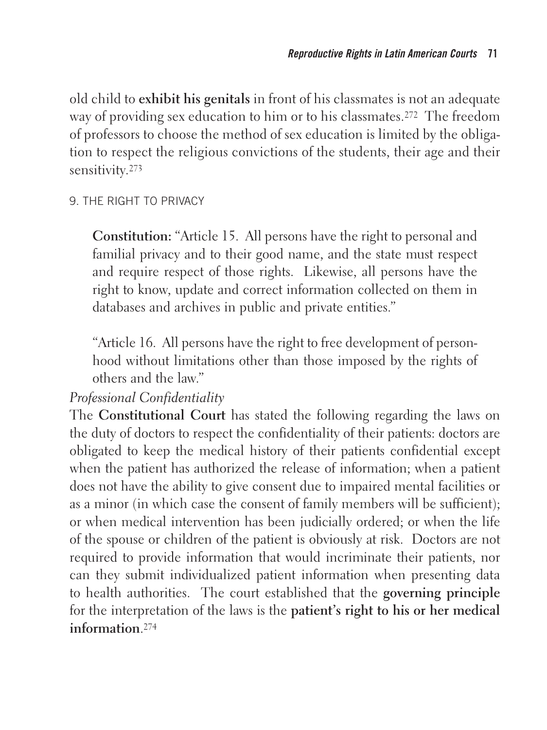old child to **exhibit his genitals** in front of his classmates is not an adequate way of providing sex education to him or to his classmates.[272] The freedom of professors to choose the method of sex education is limited by the obligation to respect the religious convictions of the students, their age and their sensitivity.[273]

## 9. THE RIGHT TO PRIVACY

> **Constitution:** "Article 15. All persons have the right to personal and familial privacy and to their good name, and the state must respect and require respect of those rights. Likewise, all persons have the right to know, update and correct information collected on them in databases and archives in public and private entities."
>
> "Article 16. All persons have the right to free development of personhood without limitations other than those imposed by the rights of others and the law."

*Professional Confidentiality*

The **Constitutional Court** has stated the following regarding the laws on the duty of doctors to respect the confidentiality of their patients: doctors are obligated to keep the medical history of their patients confidential except when the patient has authorized the release of information; when a patient does not have the ability to give consent due to impaired mental facilities or as a minor (in which case the consent of family members will be sufficient); or when medical intervention has been judicially ordered; or when the life of the spouse or children of the patient is obviously at risk. Doctors are not required to provide information that would incriminate their patients, nor can they submit individualized patient information when presenting data to health authorities. The court established that the **governing principle** for the interpretation of the laws is the **patient's right to his or her medical information**.[274]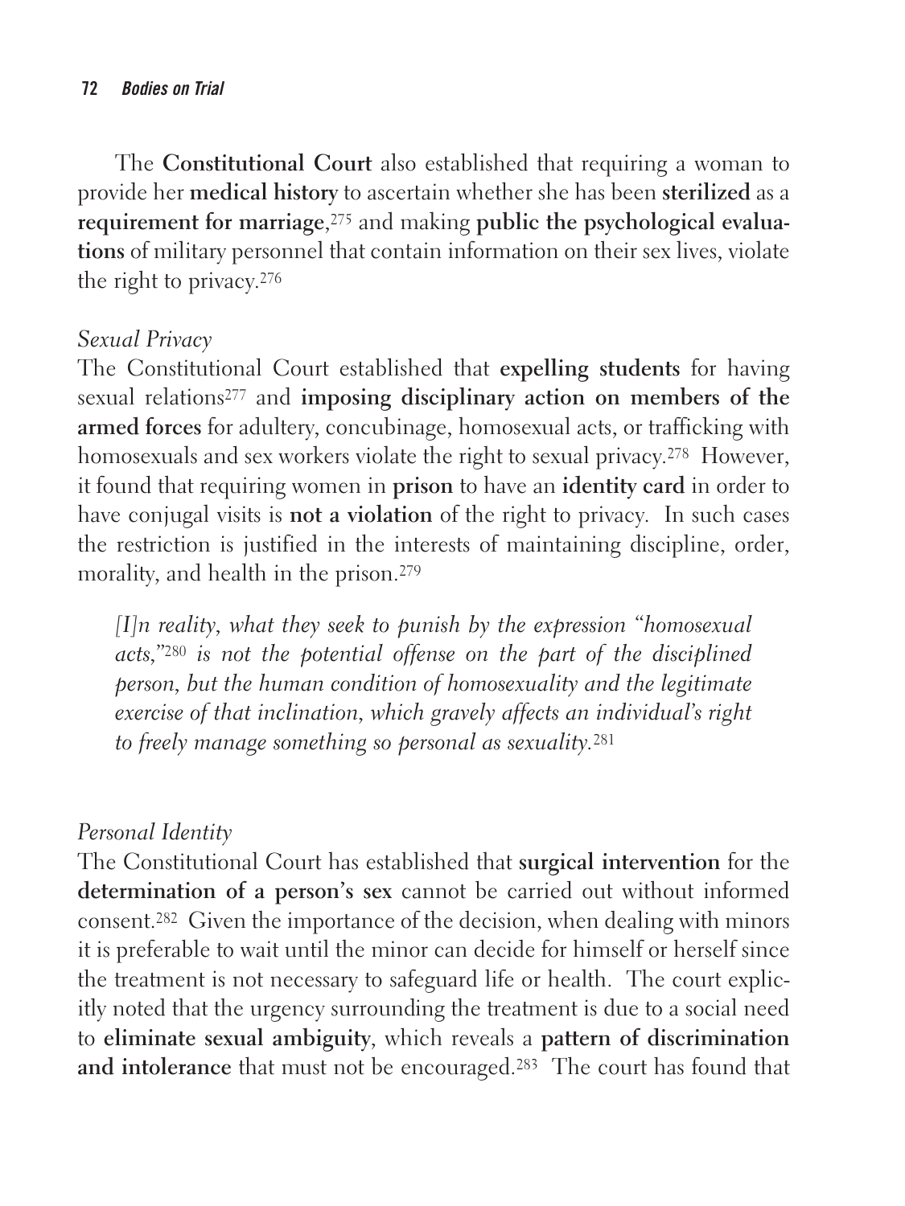The **Constitutional Court** also established that requiring a woman to provide her **medical history** to ascertain whether she has been **sterilized** as a **requirement for marriage**,[275] and making **public the psychological evaluations** of military personnel that contain information on their sex lives, violate the right to privacy.[276]

*Sexual Privacy*

The Constitutional Court established that **expelling students** for having sexual relations[277] and **imposing disciplinary action on members of the armed forces** for adultery, concubinage, homosexual acts, or trafficking with homosexuals and sex workers violate the right to sexual privacy.[278] However, it found that requiring women in **prison** to have an **identity card** in order to have conjugal visits is **not a violation** of the right to privacy. In such cases the restriction is justified in the interests of maintaining discipline, order, morality, and health in the prison.[279]

> *[I]n reality, what they seek to punish by the expression "homosexual acts,"*[280] *is not the potential offense on the part of the disciplined person, but the human condition of homosexuality and the legitimate exercise of that inclination, which gravely affects an individual's right to freely manage something so personal as sexuality.*[281]

*Personal Identity*

The Constitutional Court has established that **surgical intervention** for the **determination of a person's sex** cannot be carried out without informed consent.[282] Given the importance of the decision, when dealing with minors it is preferable to wait until the minor can decide for himself or herself since the treatment is not necessary to safeguard life or health. The court explicitly noted that the urgency surrounding the treatment is due to a social need to **eliminate sexual ambiguity**, which reveals a **pattern of discrimination and intolerance** that must not be encouraged.[283] The court has found that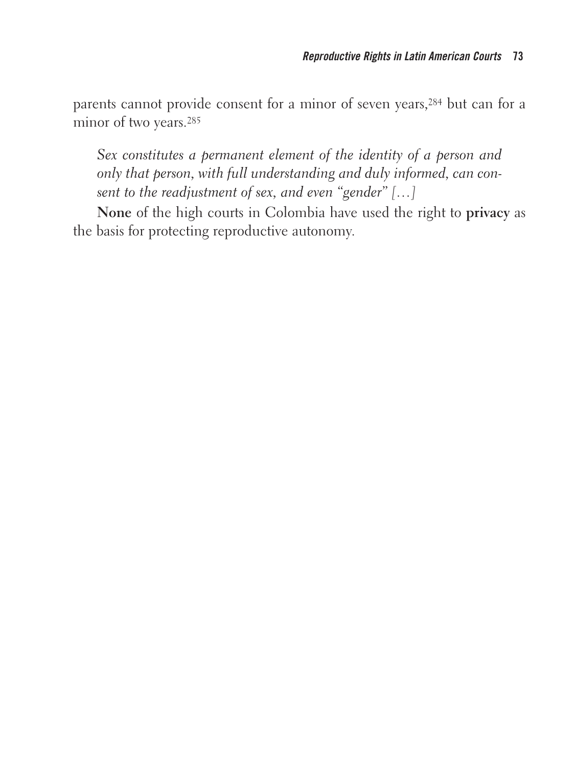parents cannot provide consent for a minor of seven years,[284] but can for a minor of two years.[285]

> *Sex constitutes a permanent element of the identity of a person and only that person, with full understanding and duly informed, can consent to the readjustment of sex, and even "gender" […]*

**None** of the high courts in Colombia have used the right to **privacy** as the basis for protecting reproductive autonomy.